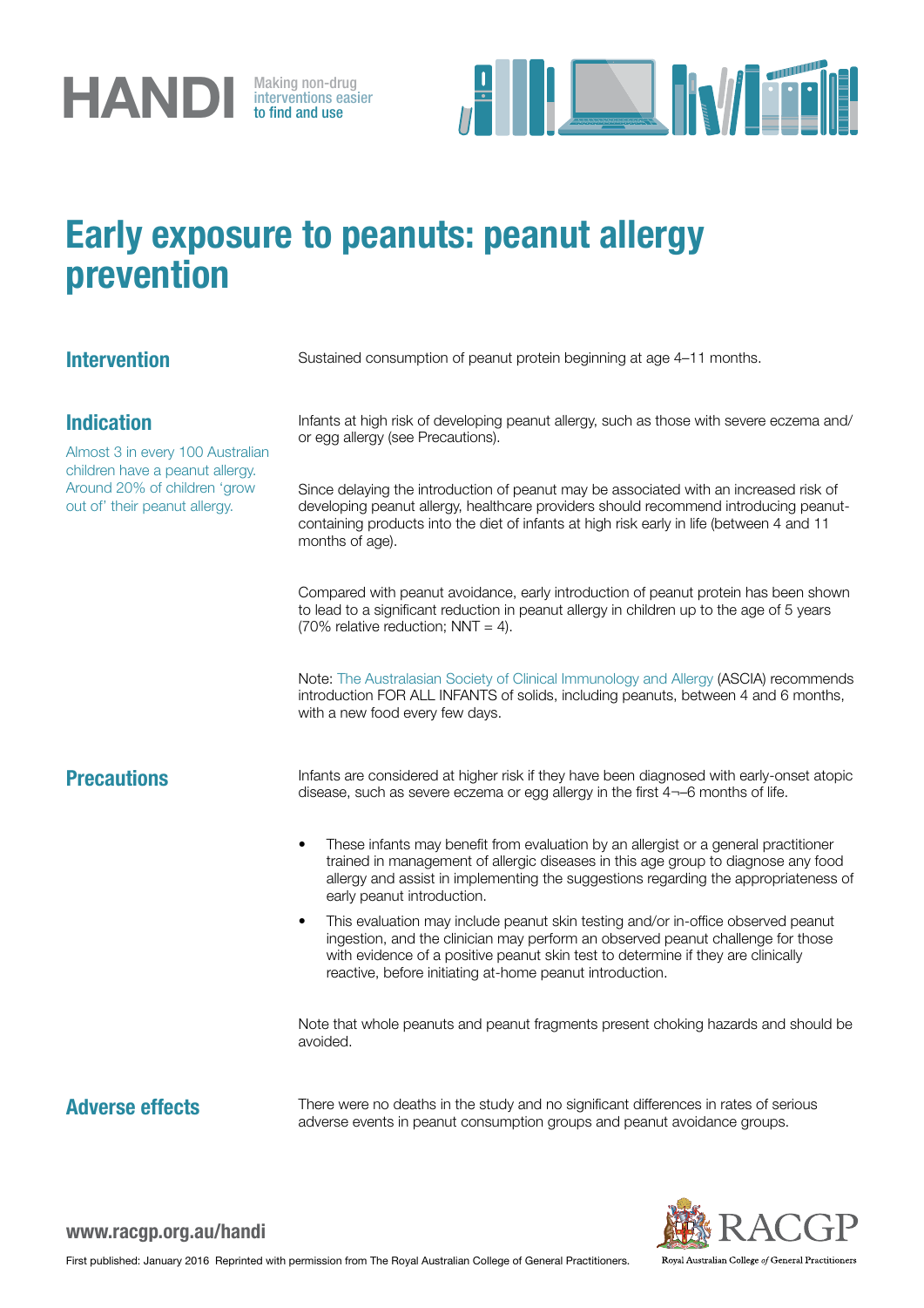# HANDI

Making non-drug interventions easier to find and use

# Early exposure to peanuts: peanut allergy prevention

## Intervention

Sustained consumption of peanut protein beginning at age 4–11 months.

## Indication

Almost 3 in every 100 Australian children have a peanut allergy. Around 20% of children 'grow out of' their peanut allergy.

Infants at high risk of developing peanut allergy, such as those with severe eczema and/or egg allergy (see Precautions).

Since delaying the introduction of peanut may be associated with an increased risk of developing peanut allergy, healthcare providers should recommend introducing peanut-containing products into the diet of infants at high risk early in life (between 4 and 11 months of age).

Compared with peanut avoidance, early introduction of peanut protein has been shown to lead to a significant reduction in peanut allergy in children up to the age of 5 years (70% relative reduction; NNT = 4).

Note: The Australasian Society of Clinical Immunology and Allergy (ASCIA) recommends introduction FOR ALL INFANTS of solids, including peanuts, between 4 and 6 months, with a new food every few days.

## Precautions

Infants are considered at higher risk if they have been diagnosed with early-onset atopic disease, such as severe eczema or egg allergy in the first 4¬–6 months of life.

- These infants may benefit from evaluation by an allergist or a general practitioner trained in management of allergic diseases in this age group to diagnose any food allergy and assist in implementing the suggestions regarding the appropriateness of early peanut introduction.
- This evaluation may include peanut skin testing and/or in-office observed peanut ingestion, and the clinician may perform an observed peanut challenge for those with evidence of a positive peanut skin test to determine if they are clinically reactive, before initiating at-home peanut introduction.

Note that whole peanuts and peanut fragments present choking hazards and should be avoided.

## Adverse effects

There were no deaths in the study and no significant differences in rates of serious adverse events in peanut consumption groups and peanut avoidance groups.

www.racgp.org.au/handi

First published: January 2016 Reprinted with permission from The Royal Australian College of General Practitioners.

RACGP Royal Australian College of General Practitioners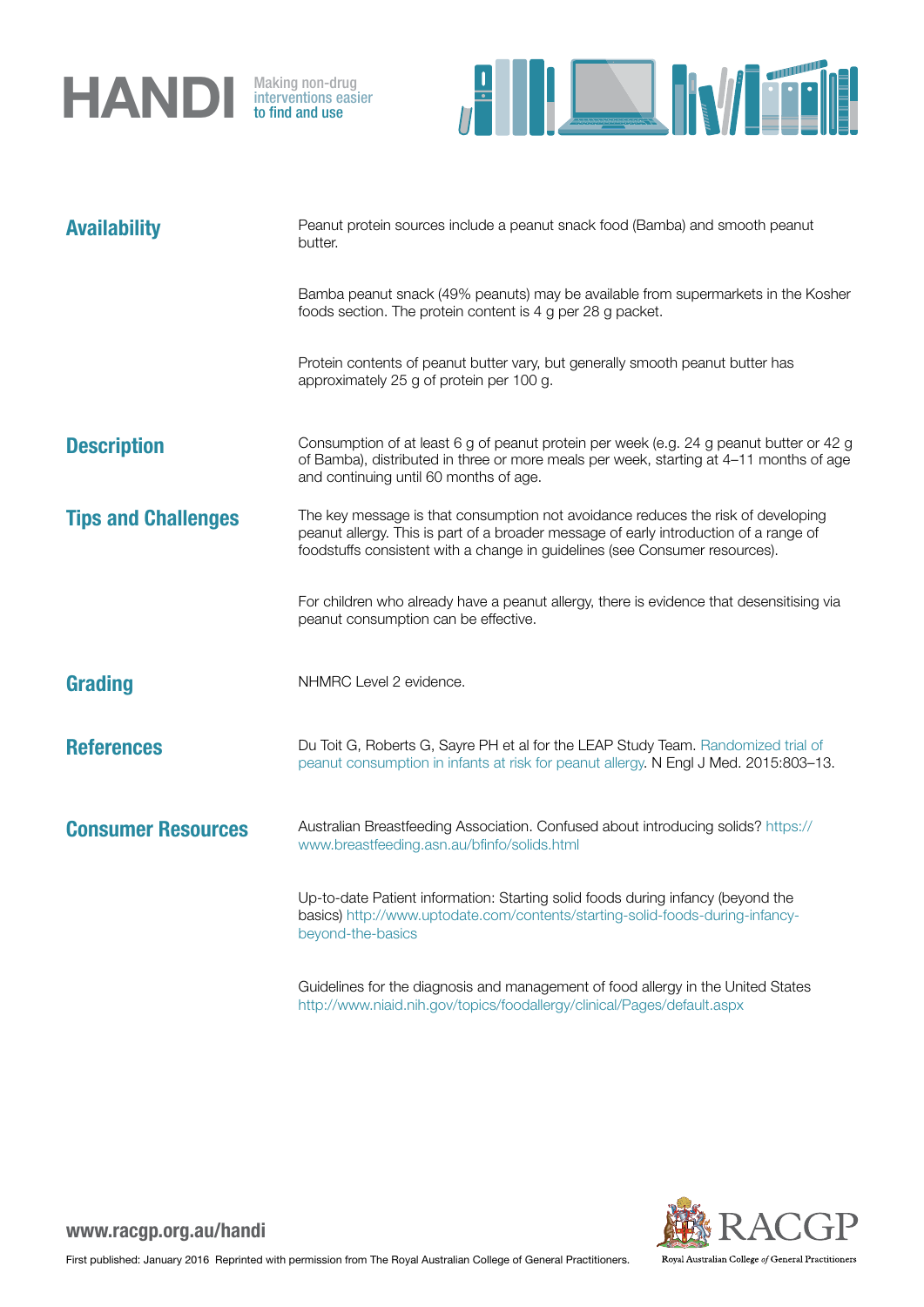HANDI Making non-drug interventions easier to find and use

## Availability

Peanut protein sources include a peanut snack food (Bamba) and smooth peanut butter.

Bamba peanut snack (49% peanuts) may be available from supermarkets in the Kosher foods section. The protein content is 4 g per 28 g packet.

Protein contents of peanut butter vary, but generally smooth peanut butter has approximately 25 g of protein per 100 g.

## Description

Consumption of at least 6 g of peanut protein per week (e.g. 24 g peanut butter or 42 g of Bamba), distributed in three or more meals per week, starting at 4–11 months of age and continuing until 60 months of age.

## Tips and Challenges

The key message is that consumption not avoidance reduces the risk of developing peanut allergy. This is part of a broader message of early introduction of a range of foodstuffs consistent with a change in guidelines (see Consumer resources).

For children who already have a peanut allergy, there is evidence that desensitising via peanut consumption can be effective.

## Grading

NHMRC Level 2 evidence.

## References

Du Toit G, Roberts G, Sayre PH et al for the LEAP Study Team. Randomized trial of peanut consumption in infants at risk for peanut allergy. N Engl J Med. 2015:803–13.

## Consumer Resources

Australian Breastfeeding Association. Confused about introducing solids? https://www.breastfeeding.asn.au/bfinfo/solids.html

Up-to-date Patient information: Starting solid foods during infancy (beyond the basics) http://www.uptodate.com/contents/starting-solid-foods-during-infancy-beyond-the-basics

Guidelines for the diagnosis and management of food allergy in the United States http://www.niaid.nih.gov/topics/foodallergy/clinical/Pages/default.aspx

www.racgp.org.au/handi

First published: January 2016 Reprinted with permission from The Royal Australian College of General Practitioners.

RACGP Royal Australian College of General Practitioners